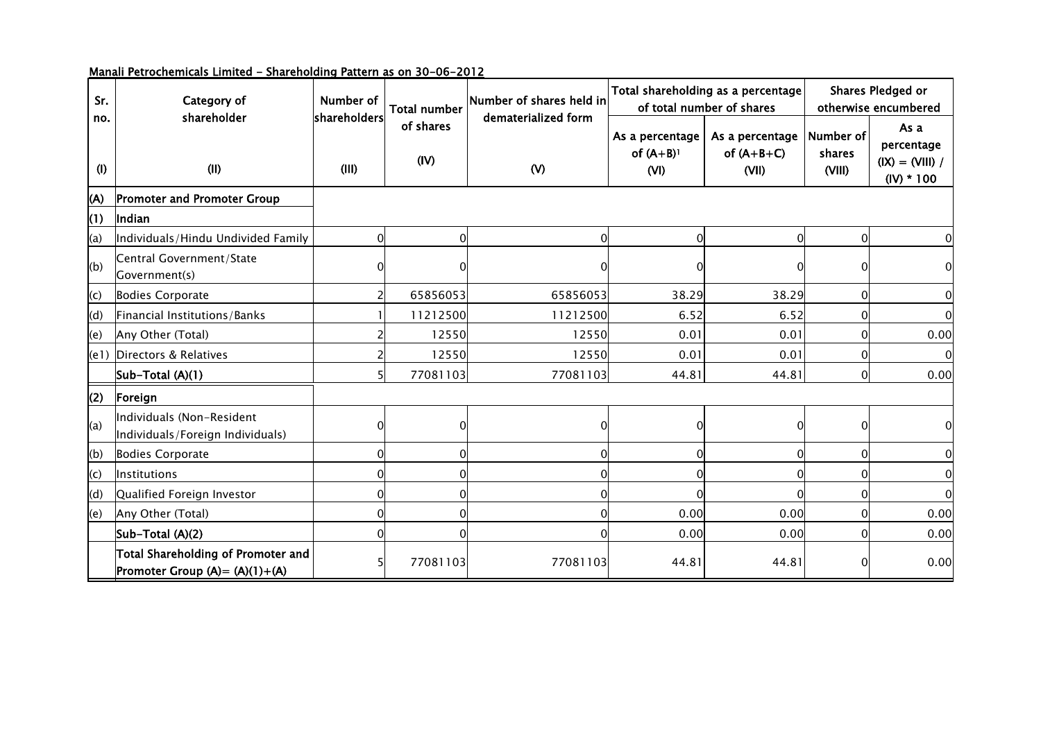Manali Petrochemicals Limited - Shareholding Pattern as on 30-06-2012

| Sr. no. | Category of shareholder | Number of shareholders | Total number of shares | Number of shares held in dematerialized form | Total shareholding as a percentage of total number of shares | | Shares Pledged or otherwise encumbered | |
|---|---|---|---|---|---|---|---|---|
| | | | | | As a percentage of (A+B)[1] | As a percentage of (A+B+C) | Number of shares | As a percentage (IX) = (VIII) / (IV) * 100 |
| (I) | (II) | (III) | (IV) | (V) | (VI) | (VII) | (VIII) | |
| **(A)** | **Promoter and Promoter Group** | | | | | | | |
| **(1)** | **Indian** | | | | | | | |
| (a) | Individuals/Hindu Undivided Family | 0 | 0 | 0 | 0 | 0 | 0 | 0 |
| (b) | Central Government/State Government(s) | 0 | 0 | 0 | 0 | 0 | 0 | 0 |
| (c) | Bodies Corporate | 2 | 65856053 | 65856053 | 38.29 | 38.29 | 0 | 0 |
| (d) | Financial Institutions/Banks | 1 | 11212500 | 11212500 | 6.52 | 6.52 | 0 | 0 |
| (e) | Any Other (Total) | 2 | 12550 | 12550 | 0.01 | 0.01 | 0 | 0.00 |
| (e1) | Directors & Relatives | 2 | 12550 | 12550 | 0.01 | 0.01 | 0 | 0 |
| | **Sub-Total (A)(1)** | 5 | 77081103 | 77081103 | 44.81 | 44.81 | 0 | 0.00 |
| **(2)** | **Foreign** | | | | | | | |
| (a) | Individuals (Non-Resident Individuals/Foreign Individuals) | 0 | 0 | 0 | 0 | 0 | 0 | 0 |
| (b) | Bodies Corporate | 0 | 0 | 0 | 0 | 0 | 0 | 0 |
| (c) | Institutions | 0 | 0 | 0 | 0 | 0 | 0 | 0 |
| (d) | Qualified Foreign Investor | 0 | 0 | 0 | 0 | 0 | 0 | 0 |
| (e) | Any Other (Total) | 0 | 0 | 0 | 0.00 | 0.00 | 0 | 0.00 |
| | **Sub-Total (A)(2)** | 0 | 0 | 0 | 0.00 | 0.00 | 0 | 0.00 |
| | **Total Shareholding of Promoter and Promoter Group (A)= (A)(1)+(A)** | 5 | 77081103 | 77081103 | 44.81 | 44.81 | 0 | 0.00 |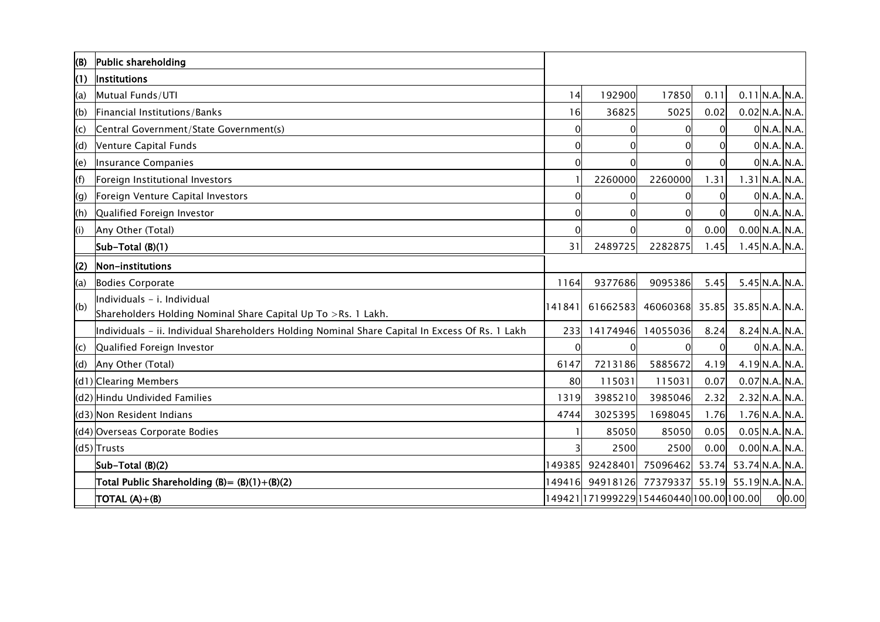| | | | | | | | | |
|---|---|---|---|---|---|---|---|---|
| **(B)** | **Public shareholding** | | | | | | | |
| **(1)** | **Institutions** | | | | | | | |
| (a) | Mutual Funds/UTI | 14 | 192900 | 17850 | 0.11 | 0.11 | N.A. | N.A. |
| (b) | Financial Institutions/Banks | 16 | 36825 | 5025 | 0.02 | 0.02 | N.A. | N.A. |
| (c) | Central Government/State Government(s) | 0 | 0 | 0 | 0 | 0 | N.A. | N.A. |
| (d) | Venture Capital Funds | 0 | 0 | 0 | 0 | 0 | N.A. | N.A. |
| (e) | Insurance Companies | 0 | 0 | 0 | 0 | 0 | N.A. | N.A. |
| (f) | Foreign Institutional Investors | 1 | 2260000 | 2260000 | 1.31 | 1.31 | N.A. | N.A. |
| (g) | Foreign Venture Capital Investors | 0 | 0 | 0 | 0 | 0 | N.A. | N.A. |
| (h) | Qualified Foreign Investor | 0 | 0 | 0 | 0 | 0 | N.A. | N.A. |
| (i) | Any Other (Total) | 0 | 0 | 0 | 0.00 | 0.00 | N.A. | N.A. |
| | **Sub-Total (B)(1)** | 31 | 2489725 | 2282875 | 1.45 | 1.45 | N.A. | N.A. |
| **(2)** | **Non-institutions** | | | | | | | |
| (a) | Bodies Corporate | 1164 | 9377686 | 9095386 | 5.45 | 5.45 | N.A. | N.A. |
| (b) | Individuals - i. Individual Shareholders Holding Nominal Share Capital Up To >Rs. 1 Lakh. | 141841 | 61662583 | 46060368 | 35.85 | 35.85 | N.A. | N.A. |
| | Individuals - ii. Individual Shareholders Holding Nominal Share Capital In Excess Of Rs. 1 Lakh | 233 | 14174946 | 14055036 | 8.24 | 8.24 | N.A. | N.A. |
| (c) | Qualified Foreign Investor | 0 | 0 | 0 | 0 | 0 | N.A. | N.A. |
| (d) | Any Other (Total) | 6147 | 7213186 | 5885672 | 4.19 | 4.19 | N.A. | N.A. |
| (d1) | Clearing Members | 80 | 115031 | 115031 | 0.07 | 0.07 | N.A. | N.A. |
| (d2) | Hindu Undivided Families | 1319 | 3985210 | 3985046 | 2.32 | 2.32 | N.A. | N.A. |
| (d3) | Non Resident Indians | 4744 | 3025395 | 1698045 | 1.76 | 1.76 | N.A. | N.A. |
| (d4) | Overseas Corporate Bodies | 1 | 85050 | 85050 | 0.05 | 0.05 | N.A. | N.A. |
| (d5) | Trusts | 3 | 2500 | 2500 | 0.00 | 0.00 | N.A. | N.A. |
| | **Sub-Total (B)(2)** | 149385 | 92428401 | 75096462 | 53.74 | 53.74 | N.A. | N.A. |
| | **Total Public Shareholding (B)= (B)(1)+(B)(2)** | 149416 | 94918126 | 77379337 | 55.19 | 55.19 | N.A. | N.A. |
| | **TOTAL (A)+(B)** | 149421 | 171999229 | 154460440 | 100.00 | 100.00 | 0 | 0.00 |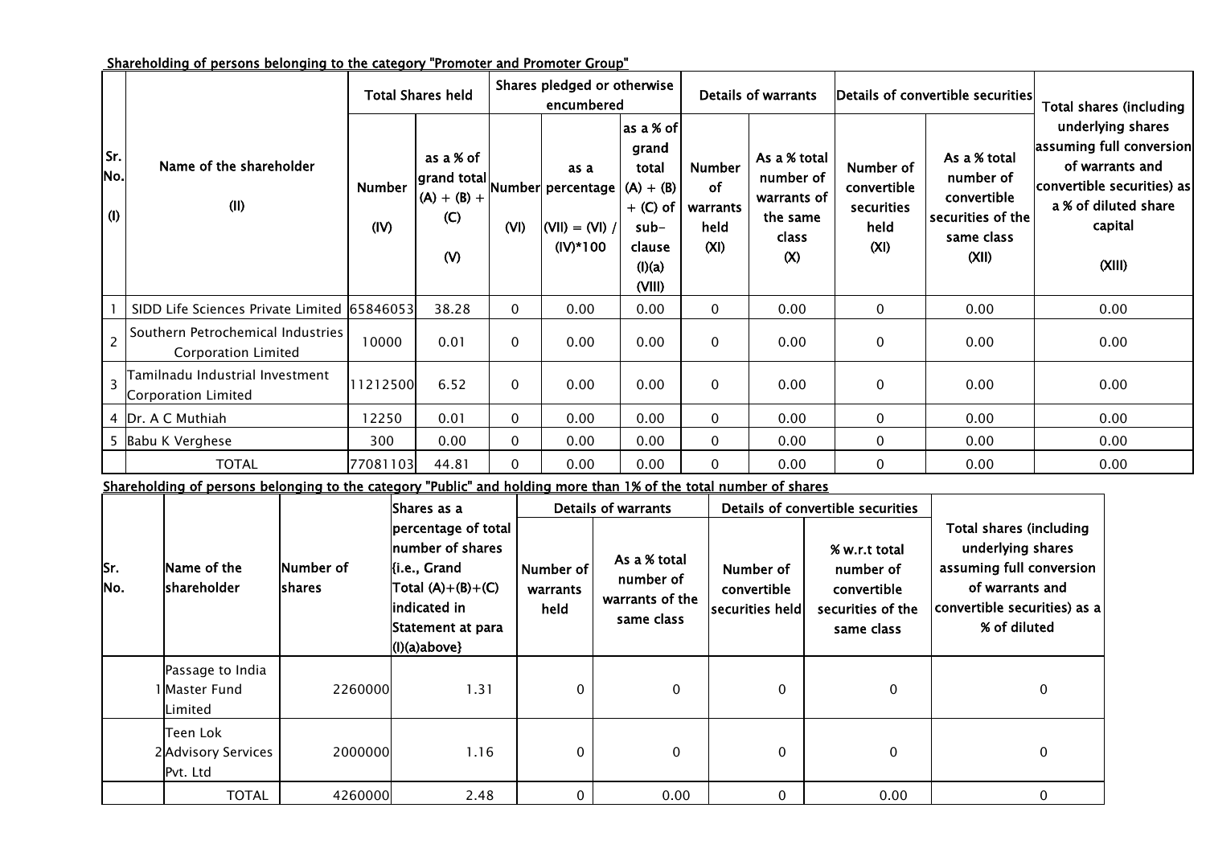Shareholding of persons belonging to the category "Promoter and Promoter Group"

| Sr. No. (I) | Name of the shareholder (II) | Total Shares held | | Shares pledged or otherwise encumbered | | | Details of warrants | | Details of convertible securities | | Total shares (including underlying shares assuming full conversion of warrants and convertible securities) as a % of diluted share capital (XIII) |
|---|---|---|---|---|---|---|---|---|---|---|---|
| | | Number (IV) | as a % of grand total (A) + (B) + (C) (V) | Number (VI) | as a percentage (VII) = (VI) / (IV)*100 | as a % of grand total (A) + (B) + (C) of sub-clause (I)(a) (VIII) | Number of warrants held (XI) | As a % total number of warrants of the same class (X) | Number of convertible securities held (XI) | As a % total number of convertible securities of the same class (XII) | |
| 1 | SIDD Life Sciences Private Limited | 65846053 | 38.28 | 0 | 0.00 | 0.00 | 0 | 0.00 | 0 | 0.00 | 0.00 |
| 2 | Southern Petrochemical Industries Corporation Limited | 10000 | 0.01 | 0 | 0.00 | 0.00 | 0 | 0.00 | 0 | 0.00 | 0.00 |
| 3 | Tamilnadu Industrial Investment Corporation Limited | 11212500 | 6.52 | 0 | 0.00 | 0.00 | 0 | 0.00 | 0 | 0.00 | 0.00 |
| 4 | Dr. A C Muthiah | 12250 | 0.01 | 0 | 0.00 | 0.00 | 0 | 0.00 | 0 | 0.00 | 0.00 |
| 5 | Babu K Verghese | 300 | 0.00 | 0 | 0.00 | 0.00 | 0 | 0.00 | 0 | 0.00 | 0.00 |
| | TOTAL | 77081103 | 44.81 | 0 | 0.00 | 0.00 | 0 | 0.00 | 0 | 0.00 | 0.00 |

Shareholding of persons belonging to the category "Public" and holding more than 1% of the total number of shares

| Sr. No. | Name of the shareholder | Number of shares | Shares as a percentage of total number of shares {i.e., Grand Total (A)+(B)+(C) indicated in Statement at para (I)(a)above} | Details of warrants | | Details of convertible securities | | Total shares (including underlying shares assuming full conversion of warrants and convertible securities) as a % of diluted |
|---|---|---|---|---|---|---|---|---|
| | | | | Number of warrants held | As a % total number of warrants of the same class | Number of convertible securities held | % w.r.t total number of convertible securities of the same class | |
| 1 | Passage to India Master Fund Limited | 2260000 | 1.31 | 0 | 0 | 0 | 0 | 0 |
| 2 | Teen Lok Advisory Services Pvt. Ltd | 2000000 | 1.16 | 0 | 0 | 0 | 0 | 0 |
| | TOTAL | 4260000 | 2.48 | 0 | 0.00 | 0 | 0.00 | 0 |